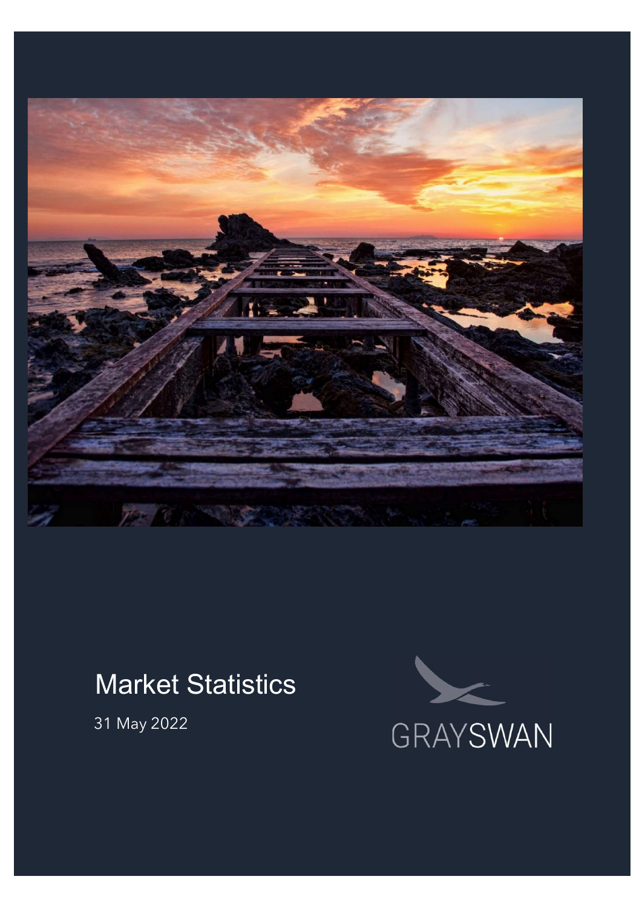# Market Statistics

31 May 2022

GRAYSWAN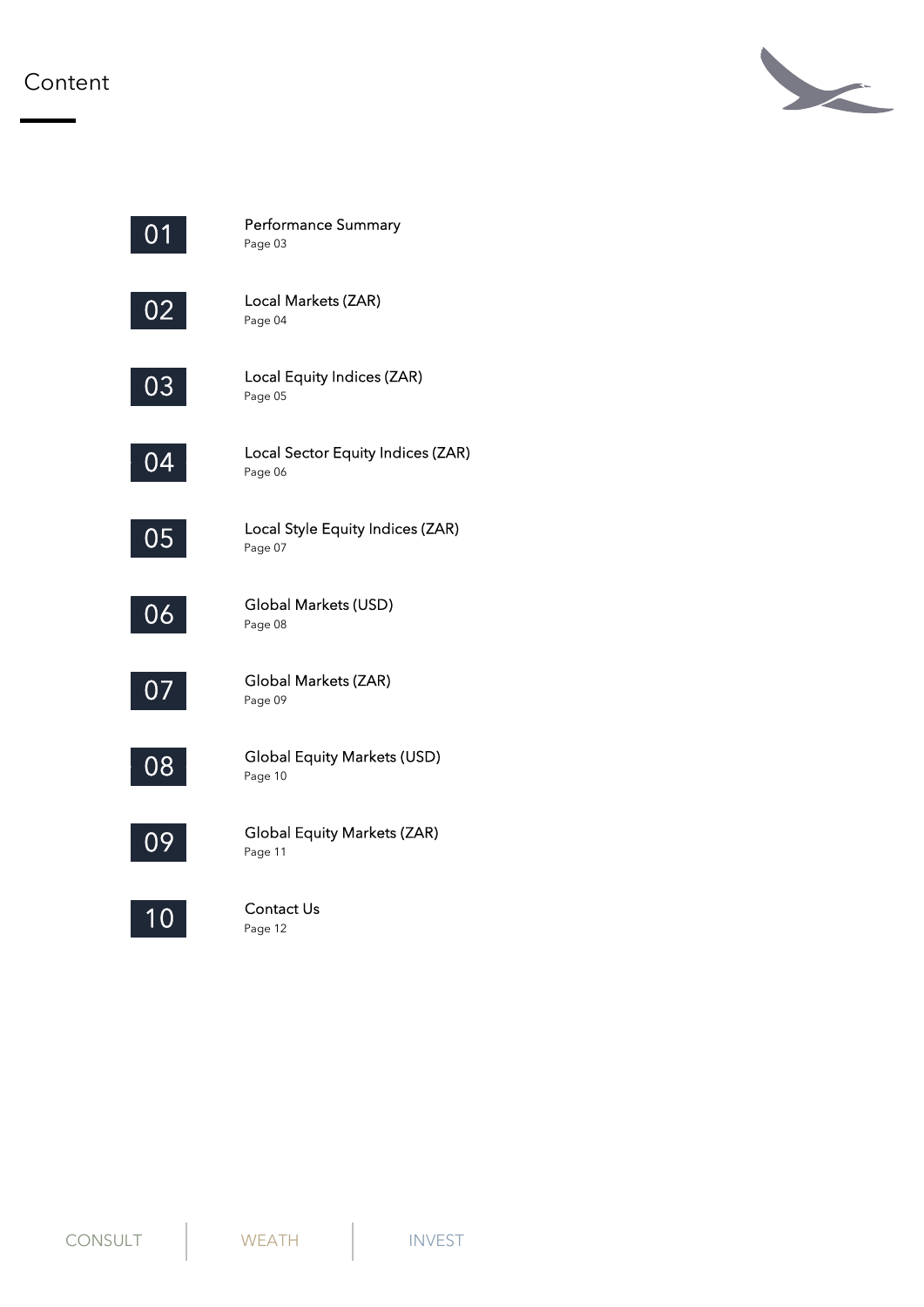# Content

| | | |
|---|---|---|
| 01 | Performance Summary | Page 03 |
| 02 | Local Markets (ZAR) | Page 04 |
| 03 | Local Equity Indices (ZAR) | Page 05 |
| 04 | Local Sector Equity Indices (ZAR) | Page 06 |
| 05 | Local Style Equity Indices (ZAR) | Page 07 |
| 06 | Global Markets (USD) | Page 08 |
| 07 | Global Markets (ZAR) | Page 09 |
| 08 | Global Equity Markets (USD) | Page 10 |
| 09 | Global Equity Markets (ZAR) | Page 11 |
| 10 | Contact Us | Page 12 |

CONSULT | WEATH | INVEST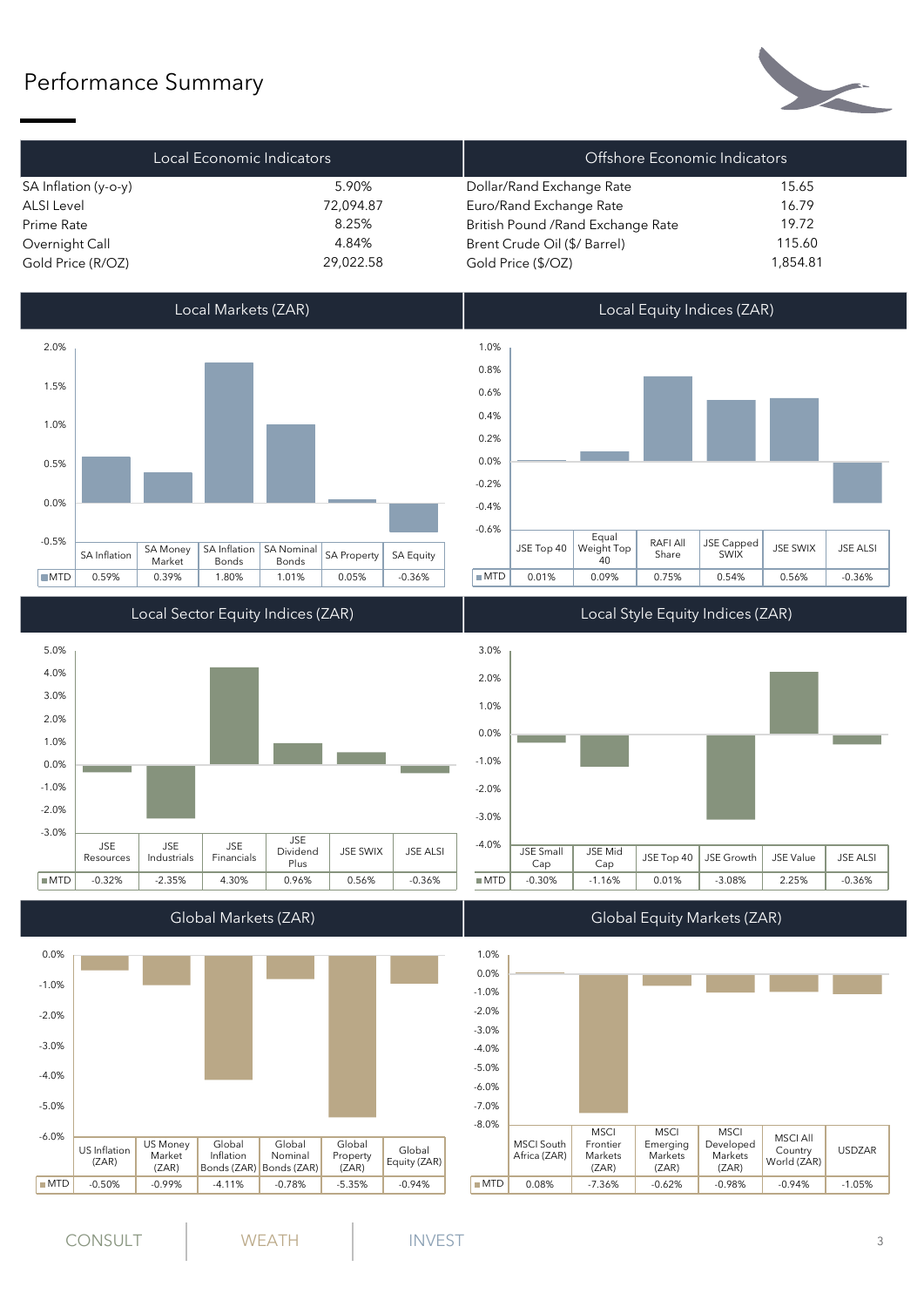# Performance Summary

| Local Economic Indicators | |
|---|---|
| SA Inflation (y-o-y) | 5.90% |
| ALSI Level | 72,094.87 |
| Prime Rate | 8.25% |
| Overnight Call | 4.84% |
| Gold Price (R/OZ) | 29,022.58 |

| Offshore Economic Indicators | |
|---|---|
| Dollar/Rand Exchange Rate | 15.65 |
| Euro/Rand Exchange Rate | 16.79 |
| British Pound /Rand Exchange Rate | 19.72 |
| Brent Crude Oil ($/ Barrel) | 115.60 |
| Gold Price ($/OZ) | 1,854.81 |

## Local Markets (ZAR)

| | SA Inflation | SA Money Market | SA Inflation Bonds | SA Nominal Bonds | SA Property | SA Equity |
|---|---|---|---|---|---|---|
| MTD | 0.59% | 0.39% | 1.80% | 1.01% | 0.05% | -0.36% |

## Local Equity Indices (ZAR)

| | JSE Top 40 | Equal Weight Top 40 | RAFI All Share | JSE Capped SWIX | JSE SWIX | JSE ALSI |
|---|---|---|---|---|---|---|
| MTD | 0.01% | 0.09% | 0.75% | 0.54% | 0.56% | -0.36% |

## Local Sector Equity Indices (ZAR)

| | JSE Resources | JSE Industrials | JSE Financials | JSE Dividend Plus | JSE SWIX | JSE ALSI |
|---|---|---|---|---|---|---|
| MTD | -0.32% | -2.35% | 4.30% | 0.96% | 0.56% | -0.36% |

## Local Style Equity Indices (ZAR)

| | JSE Small Cap | JSE Mid Cap | JSE Top 40 | JSE Growth | JSE Value | JSE ALSI |
|---|---|---|---|---|---|---|
| MTD | -0.30% | -1.16% | 0.01% | -3.08% | 2.25% | -0.36% |

## Global Markets (ZAR)

| | US Inflation (ZAR) | US Money Market (ZAR) | Global Inflation Bonds (ZAR) | Global Nominal Bonds (ZAR) | Global Property (ZAR) | Global Equity (ZAR) |
|---|---|---|---|---|---|---|
| MTD | -0.50% | -0.99% | -4.11% | -0.78% | -5.35% | -0.94% |

## Global Equity Markets (ZAR)

| | MSCI South Africa (ZAR) | MSCI Frontier Markets (ZAR) | MSCI Emerging Markets (ZAR) | MSCI Developed Markets (ZAR) | MSCI All Country World (ZAR) | USDZAR |
|---|---|---|---|---|---|---|
| MTD | 0.08% | -7.36% | -0.62% | -0.98% | -0.94% | -1.05% |

CONSULT | WEATH | INVEST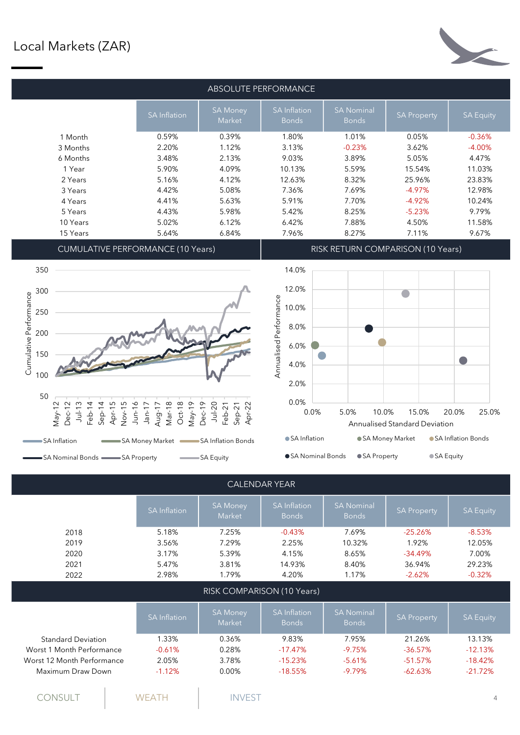# Local Markets (ZAR)

## ABSOLUTE PERFORMANCE

| | SA Inflation | SA Money Market | SA Inflation Bonds | SA Nominal Bonds | SA Property | SA Equity |
|---|---|---|---|---|---|---|
| 1 Month | 0.59% | 0.39% | 1.80% | 1.01% | 0.05% | -0.36% |
| 3 Months | 2.20% | 1.12% | 3.13% | -0.23% | 3.62% | -4.00% |
| 6 Months | 3.48% | 2.13% | 9.03% | 3.89% | 5.05% | 4.47% |
| 1 Year | 5.90% | 4.09% | 10.13% | 5.59% | 15.54% | 11.03% |
| 2 Years | 5.16% | 4.12% | 12.63% | 8.32% | 25.96% | 23.83% |
| 3 Years | 4.42% | 5.08% | 7.36% | 7.69% | -4.97% | 12.98% |
| 4 Years | 4.41% | 5.63% | 5.91% | 7.70% | -4.92% | 10.24% |
| 5 Years | 4.43% | 5.98% | 5.42% | 8.25% | -5.23% | 9.79% |
| 10 Years | 5.02% | 6.12% | 6.42% | 7.88% | 4.50% | 11.58% |
| 15 Years | 5.64% | 6.84% | 7.96% | 8.27% | 7.11% | 9.67% |

## CUMULATIVE PERFORMANCE (10 Years)

## RISK RETURN COMPARISON (10 Years)

## CALENDAR YEAR

| | SA Inflation | SA Money Market | SA Inflation Bonds | SA Nominal Bonds | SA Property | SA Equity |
|---|---|---|---|---|---|---|
| 2018 | 5.18% | 7.25% | -0.43% | 7.69% | -25.26% | -8.53% |
| 2019 | 3.56% | 7.29% | 2.25% | 10.32% | 1.92% | 12.05% |
| 2020 | 3.17% | 5.39% | 4.15% | 8.65% | -34.49% | 7.00% |
| 2021 | 5.47% | 3.81% | 14.93% | 8.40% | 36.94% | 29.23% |
| 2022 | 2.98% | 1.79% | 4.20% | 1.17% | -2.62% | -0.32% |

## RISK COMPARISON (10 Years)

| | SA Inflation | SA Money Market | SA Inflation Bonds | SA Nominal Bonds | SA Property | SA Equity |
|---|---|---|---|---|---|---|
| Standard Deviation | 1.33% | 0.36% | 9.83% | 7.95% | 21.26% | 13.13% |
| Worst 1 Month Performance | -0.61% | 0.28% | -17.47% | -9.75% | -36.57% | -12.13% |
| Worst 12 Month Performance | 2.05% | 3.78% | -15.23% | -5.61% | -51.57% | -18.42% |
| Maximum Draw Down | -1.12% | 0.00% | -18.55% | -9.79% | -62.63% | -21.72% |

CONSULT | WEATH | INVEST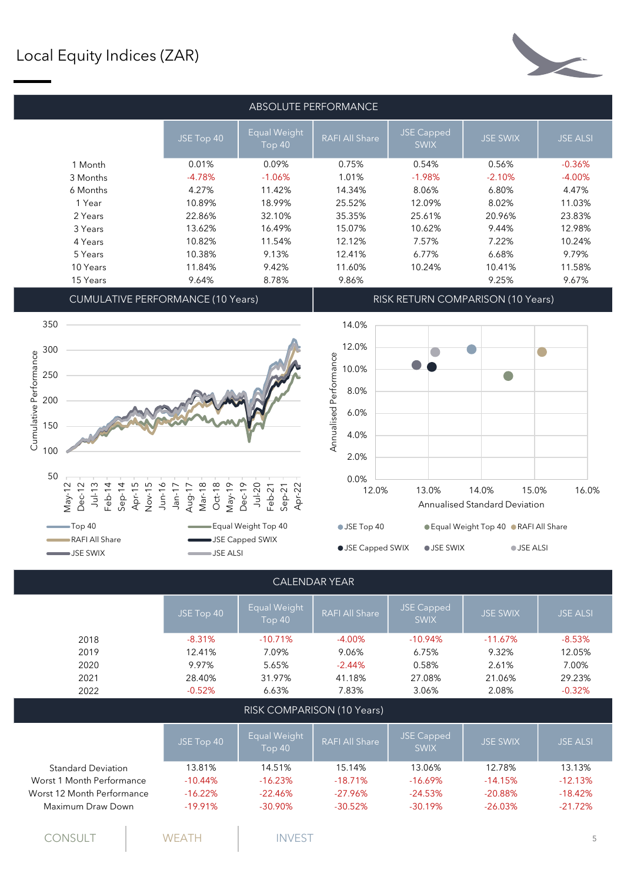# Local Equity Indices (ZAR)

## ABSOLUTE PERFORMANCE

| | JSE Top 40 | Equal Weight Top 40 | RAFI All Share | JSE Capped SWIX | JSE SWIX | JSE ALSI |
|---|---|---|---|---|---|---|
| 1 Month | 0.01% | 0.09% | 0.75% | 0.54% | 0.56% | -0.36% |
| 3 Months | -4.78% | -1.06% | 1.01% | -1.98% | -2.10% | -4.00% |
| 6 Months | 4.27% | 11.42% | 14.34% | 8.06% | 6.80% | 4.47% |
| 1 Year | 10.89% | 18.99% | 25.52% | 12.09% | 8.02% | 11.03% |
| 2 Years | 22.86% | 32.10% | 35.35% | 25.61% | 20.96% | 23.83% |
| 3 Years | 13.62% | 16.49% | 15.07% | 10.62% | 9.44% | 12.98% |
| 4 Years | 10.82% | 11.54% | 12.12% | 7.57% | 7.22% | 10.24% |
| 5 Years | 10.38% | 9.13% | 12.41% | 6.77% | 6.68% | 9.79% |
| 10 Years | 11.84% | 9.42% | 11.60% | 10.24% | 10.41% | 11.58% |
| 15 Years | 9.64% | 8.78% | 9.86% | | 9.25% | 9.67% |

## CUMULATIVE PERFORMANCE (10 Years)

## RISK RETURN COMPARISON (10 Years)

## CALENDAR YEAR

| | JSE Top 40 | Equal Weight Top 40 | RAFI All Share | JSE Capped SWIX | JSE SWIX | JSE ALSI |
|---|---|---|---|---|---|---|
| 2018 | -8.31% | -10.71% | -4.00% | -10.94% | -11.67% | -8.53% |
| 2019 | 12.41% | 7.09% | 9.06% | 6.75% | 9.32% | 12.05% |
| 2020 | 9.97% | 5.65% | -2.44% | 0.58% | 2.61% | 7.00% |
| 2021 | 28.40% | 31.97% | 41.18% | 27.08% | 21.06% | 29.23% |
| 2022 | -0.52% | 6.63% | 7.83% | 3.06% | 2.08% | -0.32% |

## RISK COMPARISON (10 Years)

| | JSE Top 40 | Equal Weight Top 40 | RAFI All Share | JSE Capped SWIX | JSE SWIX | JSE ALSI |
|---|---|---|---|---|---|---|
| Standard Deviation | 13.81% | 14.51% | 15.14% | 13.06% | 12.78% | 13.13% |
| Worst 1 Month Performance | -10.44% | -16.23% | -18.71% | -16.69% | -14.15% | -12.13% |
| Worst 12 Month Performance | -16.22% | -22.46% | -27.96% | -24.53% | -20.88% | -18.42% |
| Maximum Draw Down | -19.91% | -30.90% | -30.52% | -30.19% | -26.03% | -21.72% |

CONSULT | WEATH | INVEST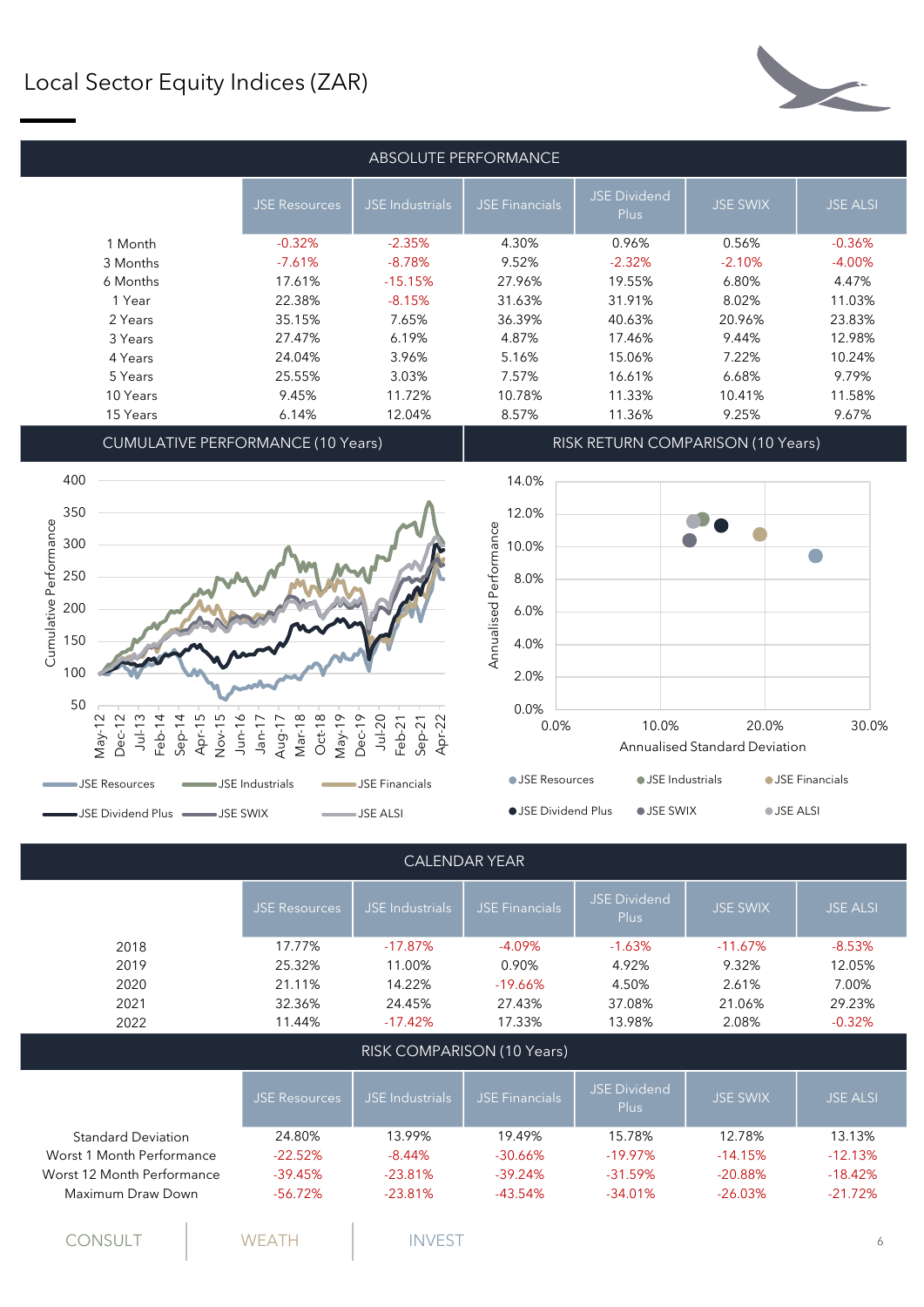# Local Sector Equity Indices (ZAR)

## ABSOLUTE PERFORMANCE

| | JSE Resources | JSE Industrials | JSE Financials | JSE Dividend Plus | JSE SWIX | JSE ALSI |
|---|---|---|---|---|---|---|
| 1 Month | -0.32% | -2.35% | 4.30% | 0.96% | 0.56% | -0.36% |
| 3 Months | -7.61% | -8.78% | 9.52% | -2.32% | -2.10% | -4.00% |
| 6 Months | 17.61% | -15.15% | 27.96% | 19.55% | 6.80% | 4.47% |
| 1 Year | 22.38% | -8.15% | 31.63% | 31.91% | 8.02% | 11.03% |
| 2 Years | 35.15% | 7.65% | 36.39% | 40.63% | 20.96% | 23.83% |
| 3 Years | 27.47% | 6.19% | 4.87% | 17.46% | 9.44% | 12.98% |
| 4 Years | 24.04% | 3.96% | 5.16% | 15.06% | 7.22% | 10.24% |
| 5 Years | 25.55% | 3.03% | 7.57% | 16.61% | 6.68% | 9.79% |
| 10 Years | 9.45% | 11.72% | 10.78% | 11.33% | 10.41% | 11.58% |
| 15 Years | 6.14% | 12.04% | 8.57% | 11.36% | 9.25% | 9.67% |

## CUMULATIVE PERFORMANCE (10 Years)

## RISK RETURN COMPARISON (10 Years)

## CALENDAR YEAR

| | JSE Resources | JSE Industrials | JSE Financials | JSE Dividend Plus | JSE SWIX | JSE ALSI |
|---|---|---|---|---|---|---|
| 2018 | 17.77% | -17.87% | -4.09% | -1.63% | -11.67% | -8.53% |
| 2019 | 25.32% | 11.00% | 0.90% | 4.92% | 9.32% | 12.05% |
| 2020 | 21.11% | 14.22% | -19.66% | 4.50% | 2.61% | 7.00% |
| 2021 | 32.36% | 24.45% | 27.43% | 37.08% | 21.06% | 29.23% |
| 2022 | 11.44% | -17.42% | 17.33% | 13.98% | 2.08% | -0.32% |

## RISK COMPARISON (10 Years)

| | JSE Resources | JSE Industrials | JSE Financials | JSE Dividend Plus | JSE SWIX | JSE ALSI |
|---|---|---|---|---|---|---|
| Standard Deviation | 24.80% | 13.99% | 19.49% | 15.78% | 12.78% | 13.13% |
| Worst 1 Month Performance | -22.52% | -8.44% | -30.66% | -19.97% | -14.15% | -12.13% |
| Worst 12 Month Performance | -39.45% | -23.81% | -39.24% | -31.59% | -20.88% | -18.42% |
| Maximum Draw Down | -56.72% | -23.81% | -43.54% | -34.01% | -26.03% | -21.72% |

CONSULT | WEATH | INVEST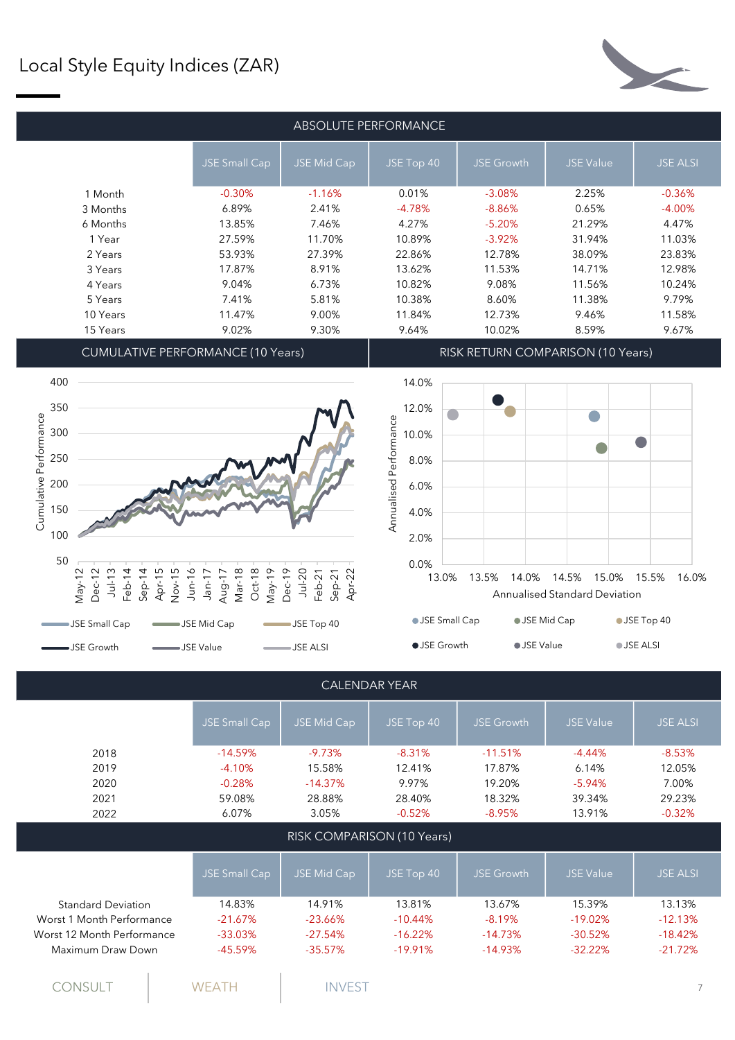# Local Style Equity Indices (ZAR)

## ABSOLUTE PERFORMANCE

| | JSE Small Cap | JSE Mid Cap | JSE Top 40 | JSE Growth | JSE Value | JSE ALSI |
|---|---|---|---|---|---|---|
| 1 Month | -0.30% | -1.16% | 0.01% | -3.08% | 2.25% | -0.36% |
| 3 Months | 6.89% | 2.41% | -4.78% | -8.86% | 0.65% | -4.00% |
| 6 Months | 13.85% | 7.46% | 4.27% | -5.20% | 21.29% | 4.47% |
| 1 Year | 27.59% | 11.70% | 10.89% | -3.92% | 31.94% | 11.03% |
| 2 Years | 53.93% | 27.39% | 22.86% | 12.78% | 38.09% | 23.83% |
| 3 Years | 17.87% | 8.91% | 13.62% | 11.53% | 14.71% | 12.98% |
| 4 Years | 9.04% | 6.73% | 10.82% | 9.08% | 11.56% | 10.24% |
| 5 Years | 7.41% | 5.81% | 10.38% | 8.60% | 11.38% | 9.79% |
| 10 Years | 11.47% | 9.00% | 11.84% | 12.73% | 9.46% | 11.58% |
| 15 Years | 9.02% | 9.30% | 9.64% | 10.02% | 8.59% | 9.67% |

## CUMULATIVE PERFORMANCE (10 Years)

## RISK RETURN COMPARISON (10 Years)

## CALENDAR YEAR

| | JSE Small Cap | JSE Mid Cap | JSE Top 40 | JSE Growth | JSE Value | JSE ALSI |
|---|---|---|---|---|---|---|
| 2018 | -14.59% | -9.73% | -8.31% | -11.51% | -4.44% | -8.53% |
| 2019 | -4.10% | 15.58% | 12.41% | 17.87% | 6.14% | 12.05% |
| 2020 | -0.28% | -14.37% | 9.97% | 19.20% | -5.94% | 7.00% |
| 2021 | 59.08% | 28.88% | 28.40% | 18.32% | 39.34% | 29.23% |
| 2022 | 6.07% | 3.05% | -0.52% | -8.95% | 13.91% | -0.32% |

## RISK COMPARISON (10 Years)

| | JSE Small Cap | JSE Mid Cap | JSE Top 40 | JSE Growth | JSE Value | JSE ALSI |
|---|---|---|---|---|---|---|
| Standard Deviation | 14.83% | 14.91% | 13.81% | 13.67% | 15.39% | 13.13% |
| Worst 1 Month Performance | -21.67% | -23.66% | -10.44% | -8.19% | -19.02% | -12.13% |
| Worst 12 Month Performance | -33.03% | -27.54% | -16.22% | -14.73% | -30.52% | -18.42% |
| Maximum Draw Down | -45.59% | -35.57% | -19.91% | -14.93% | -32.22% | -21.72% |

CONSULT | WEATH | INVEST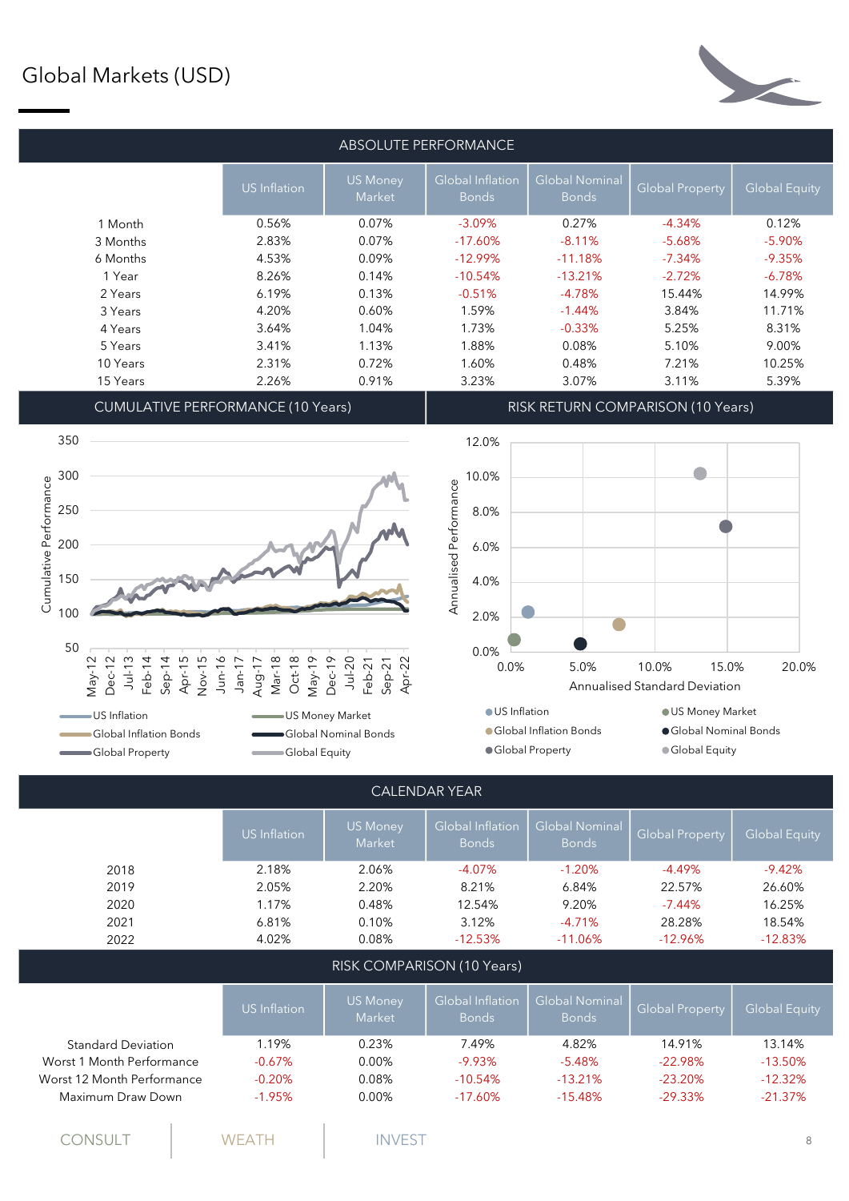# Global Markets (USD)

## ABSOLUTE PERFORMANCE

| | US Inflation | US Money Market | Global Inflation Bonds | Global Nominal Bonds | Global Property | Global Equity |
|---|---|---|---|---|---|---|
| 1 Month | 0.56% | 0.07% | -3.09% | 0.27% | -4.34% | 0.12% |
| 3 Months | 2.83% | 0.07% | -17.60% | -8.11% | -5.68% | -5.90% |
| 6 Months | 4.53% | 0.09% | -12.99% | -11.18% | -7.34% | -9.35% |
| 1 Year | 8.26% | 0.14% | -10.54% | -13.21% | -2.72% | -6.78% |
| 2 Years | 6.19% | 0.13% | -0.51% | -4.78% | 15.44% | 14.99% |
| 3 Years | 4.20% | 0.60% | 1.59% | -1.44% | 3.84% | 11.71% |
| 4 Years | 3.64% | 1.04% | 1.73% | -0.33% | 5.25% | 8.31% |
| 5 Years | 3.41% | 1.13% | 1.88% | 0.08% | 5.10% | 9.00% |
| 10 Years | 2.31% | 0.72% | 1.60% | 0.48% | 7.21% | 10.25% |
| 15 Years | 2.26% | 0.91% | 3.23% | 3.07% | 3.11% | 5.39% |

## CUMULATIVE PERFORMANCE (10 Years)

## RISK RETURN COMPARISON (10 Years)

## CALENDAR YEAR

| | US Inflation | US Money Market | Global Inflation Bonds | Global Nominal Bonds | Global Property | Global Equity |
|---|---|---|---|---|---|---|
| 2018 | 2.18% | 2.06% | -4.07% | -1.20% | -4.49% | -9.42% |
| 2019 | 2.05% | 2.20% | 8.21% | 6.84% | 22.57% | 26.60% |
| 2020 | 1.17% | 0.48% | 12.54% | 9.20% | -7.44% | 16.25% |
| 2021 | 6.81% | 0.10% | 3.12% | -4.71% | 28.28% | 18.54% |
| 2022 | 4.02% | 0.08% | -12.53% | -11.06% | -12.96% | -12.83% |

## RISK COMPARISON (10 Years)

| | US Inflation | US Money Market | Global Inflation Bonds | Global Nominal Bonds | Global Property | Global Equity |
|---|---|---|---|---|---|---|
| Standard Deviation | 1.19% | 0.23% | 7.49% | 4.82% | 14.91% | 13.14% |
| Worst 1 Month Performance | -0.67% | 0.00% | -9.93% | -5.48% | -22.98% | -13.50% |
| Worst 12 Month Performance | -0.20% | 0.08% | -10.54% | -13.21% | -23.20% | -12.32% |
| Maximum Draw Down | -1.95% | 0.00% | -17.60% | -15.48% | -29.33% | -21.37% |

CONSULT | WEATH | INVEST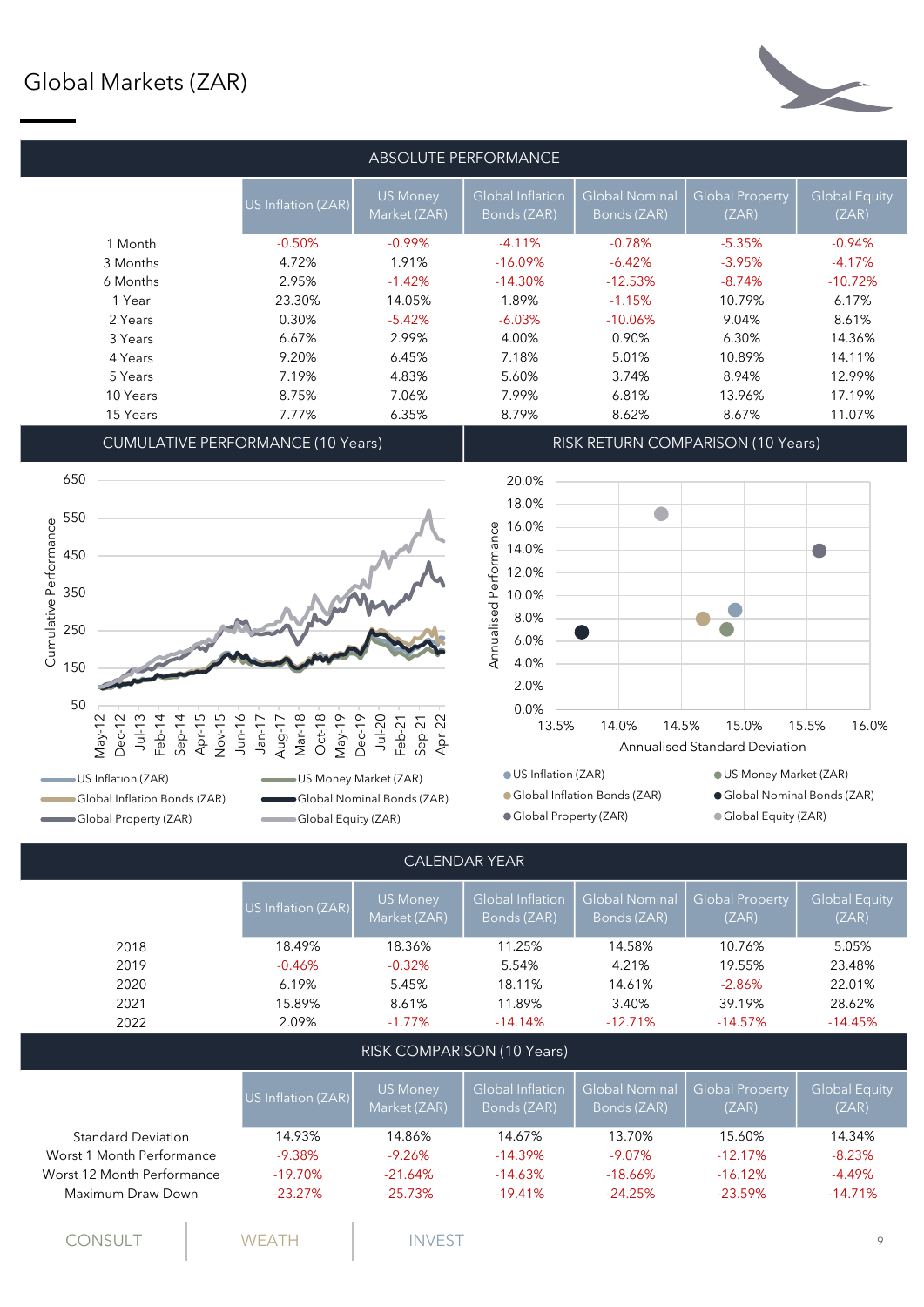# Global Markets (ZAR)

## ABSOLUTE PERFORMANCE

| | US Inflation (ZAR) | US Money Market (ZAR) | Global Inflation Bonds (ZAR) | Global Nominal Bonds (ZAR) | Global Property (ZAR) | Global Equity (ZAR) |
|---|---|---|---|---|---|---|
| 1 Month | -0.50% | -0.99% | -4.11% | -0.78% | -5.35% | -0.94% |
| 3 Months | 4.72% | 1.91% | -16.09% | -6.42% | -3.95% | -4.17% |
| 6 Months | 2.95% | -1.42% | -14.30% | -12.53% | -8.74% | -10.72% |
| 1 Year | 23.30% | 14.05% | 1.89% | -1.15% | 10.79% | 6.17% |
| 2 Years | 0.30% | -5.42% | -6.03% | -10.06% | 9.04% | 8.61% |
| 3 Years | 6.67% | 2.99% | 4.00% | 0.90% | 6.30% | 14.36% |
| 4 Years | 9.20% | 6.45% | 7.18% | 5.01% | 10.89% | 14.11% |
| 5 Years | 7.19% | 4.83% | 5.60% | 3.74% | 8.94% | 12.99% |
| 10 Years | 8.75% | 7.06% | 7.99% | 6.81% | 13.96% | 17.19% |
| 15 Years | 7.77% | 6.35% | 8.79% | 8.62% | 8.67% | 11.07% |

## CUMULATIVE PERFORMANCE (10 Years)

## RISK RETURN COMPARISON (10 Years)

## CALENDAR YEAR

| | US Inflation (ZAR) | US Money Market (ZAR) | Global Inflation Bonds (ZAR) | Global Nominal Bonds (ZAR) | Global Property (ZAR) | Global Equity (ZAR) |
|---|---|---|---|---|---|---|
| 2018 | 18.49% | 18.36% | 11.25% | 14.58% | 10.76% | 5.05% |
| 2019 | -0.46% | -0.32% | 5.54% | 4.21% | 19.55% | 23.48% |
| 2020 | 6.19% | 5.45% | 18.11% | 14.61% | -2.86% | 22.01% |
| 2021 | 15.89% | 8.61% | 11.89% | 3.40% | 39.19% | 28.62% |
| 2022 | 2.09% | -1.77% | -14.14% | -12.71% | -14.57% | -14.45% |

## RISK COMPARISON (10 Years)

| | US Inflation (ZAR) | US Money Market (ZAR) | Global Inflation Bonds (ZAR) | Global Nominal Bonds (ZAR) | Global Property (ZAR) | Global Equity (ZAR) |
|---|---|---|---|---|---|---|
| Standard Deviation | 14.93% | 14.86% | 14.67% | 13.70% | 15.60% | 14.34% |
| Worst 1 Month Performance | -9.38% | -9.26% | -14.39% | -9.07% | -12.17% | -8.23% |
| Worst 12 Month Performance | -19.70% | -21.64% | -14.63% | -18.66% | -16.12% | -4.49% |
| Maximum Draw Down | -23.27% | -25.73% | -19.41% | -24.25% | -23.59% | -14.71% |

CONSULT | WEATH | INVEST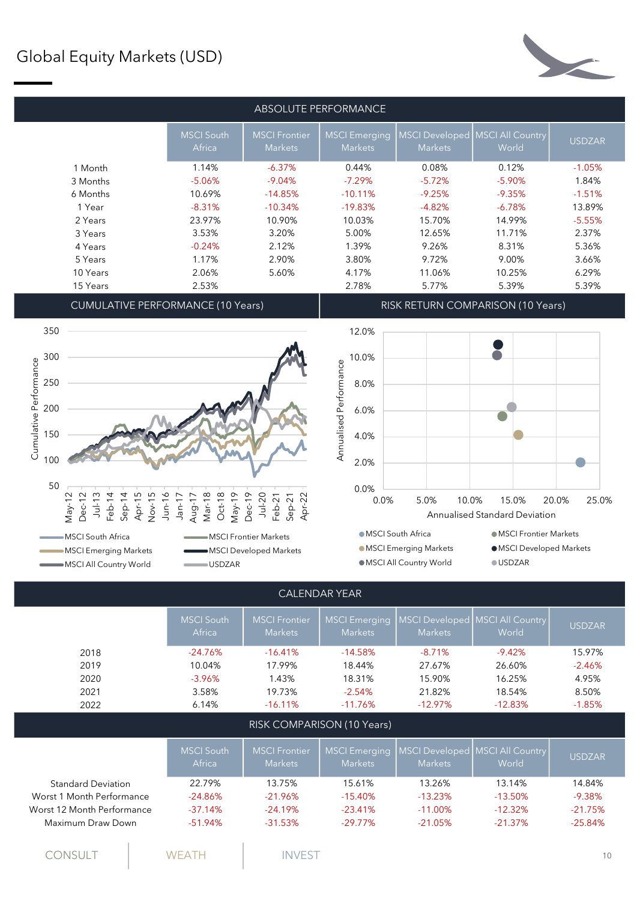# Global Equity Markets (USD)

## ABSOLUTE PERFORMANCE

| | MSCI South Africa | MSCI Frontier Markets | MSCI Emerging Markets | MSCI Developed Markets | MSCI All Country World | USDZAR |
|---|---|---|---|---|---|---|
| 1 Month | 1.14% | -6.37% | 0.44% | 0.08% | 0.12% | -1.05% |
| 3 Months | -5.06% | -9.04% | -7.29% | -5.72% | -5.90% | 1.84% |
| 6 Months | 10.69% | -14.85% | -10.11% | -9.25% | -9.35% | -1.51% |
| 1 Year | -8.31% | -10.34% | -19.83% | -4.82% | -6.78% | 13.89% |
| 2 Years | 23.97% | 10.90% | 10.03% | 15.70% | 14.99% | -5.55% |
| 3 Years | 3.53% | 3.20% | 5.00% | 12.65% | 11.71% | 2.37% |
| 4 Years | -0.24% | 2.12% | 1.39% | 9.26% | 8.31% | 5.36% |
| 5 Years | 1.17% | 2.90% | 3.80% | 9.72% | 9.00% | 3.66% |
| 10 Years | 2.06% | 5.60% | 4.17% | 11.06% | 10.25% | 6.29% |
| 15 Years | 2.53% | | 2.78% | 5.77% | 5.39% | 5.39% |

## CUMULATIVE PERFORMANCE (10 Years)

## RISK RETURN COMPARISON (10 Years)

## CALENDAR YEAR

| | MSCI South Africa | MSCI Frontier Markets | MSCI Emerging Markets | MSCI Developed Markets | MSCI All Country World | USDZAR |
|---|---|---|---|---|---|---|
| 2018 | -24.76% | -16.41% | -14.58% | -8.71% | -9.42% | 15.97% |
| 2019 | 10.04% | 17.99% | 18.44% | 27.67% | 26.60% | -2.46% |
| 2020 | -3.96% | 1.43% | 18.31% | 15.90% | 16.25% | 4.95% |
| 2021 | 3.58% | 19.73% | -2.54% | 21.82% | 18.54% | 8.50% |
| 2022 | 6.14% | -16.11% | -11.76% | -12.97% | -12.83% | -1.85% |

## RISK COMPARISON (10 Years)

| | MSCI South Africa | MSCI Frontier Markets | MSCI Emerging Markets | MSCI Developed Markets | MSCI All Country World | USDZAR |
|---|---|---|---|---|---|---|
| Standard Deviation | 22.79% | 13.75% | 15.61% | 13.26% | 13.14% | 14.84% |
| Worst 1 Month Performance | -24.86% | -21.96% | -15.40% | -13.23% | -13.50% | -9.38% |
| Worst 12 Month Performance | -37.14% | -24.19% | -23.41% | -11.00% | -12.32% | -21.75% |
| Maximum Draw Down | -51.94% | -31.53% | -29.77% | -21.05% | -21.37% | -25.84% |

CONSULT | WEATH | INVEST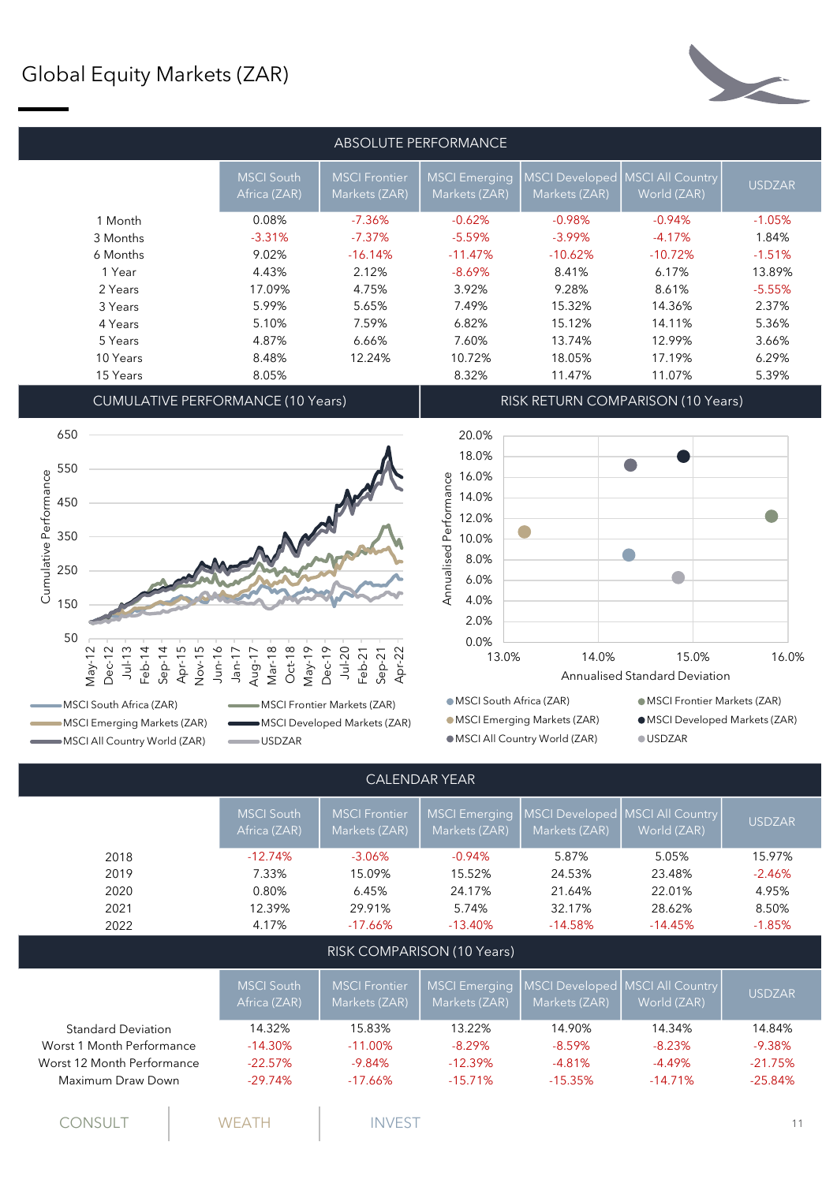# Global Equity Markets (ZAR)

## ABSOLUTE PERFORMANCE

| | MSCI South Africa (ZAR) | MSCI Frontier Markets (ZAR) | MSCI Emerging Markets (ZAR) | MSCI Developed Markets (ZAR) | MSCI All Country World (ZAR) | USDZAR |
|---|---|---|---|---|---|---|
| 1 Month | 0.08% | -7.36% | -0.62% | -0.98% | -0.94% | -1.05% |
| 3 Months | -3.31% | -7.37% | -5.59% | -3.99% | -4.17% | 1.84% |
| 6 Months | 9.02% | -16.14% | -11.47% | -10.62% | -10.72% | -1.51% |
| 1 Year | 4.43% | 2.12% | -8.69% | 8.41% | 6.17% | 13.89% |
| 2 Years | 17.09% | 4.75% | 3.92% | 9.28% | 8.61% | -5.55% |
| 3 Years | 5.99% | 5.65% | 7.49% | 15.32% | 14.36% | 2.37% |
| 4 Years | 5.10% | 7.59% | 6.82% | 15.12% | 14.11% | 5.36% |
| 5 Years | 4.87% | 6.66% | 7.60% | 13.74% | 12.99% | 3.66% |
| 10 Years | 8.48% | 12.24% | 10.72% | 18.05% | 17.19% | 6.29% |
| 15 Years | 8.05% | | 8.32% | 11.47% | 11.07% | 5.39% |

## CUMULATIVE PERFORMANCE (10 Years)

## RISK RETURN COMPARISON (10 Years)

## CALENDAR YEAR

| | MSCI South Africa (ZAR) | MSCI Frontier Markets (ZAR) | MSCI Emerging Markets (ZAR) | MSCI Developed Markets (ZAR) | MSCI All Country World (ZAR) | USDZAR |
|---|---|---|---|---|---|---|
| 2018 | -12.74% | -3.06% | -0.94% | 5.87% | 5.05% | 15.97% |
| 2019 | 7.33% | 15.09% | 15.52% | 24.53% | 23.48% | -2.46% |
| 2020 | 0.80% | 6.45% | 24.17% | 21.64% | 22.01% | 4.95% |
| 2021 | 12.39% | 29.91% | 5.74% | 32.17% | 28.62% | 8.50% |
| 2022 | 4.17% | -17.66% | -13.40% | -14.58% | -14.45% | -1.85% |

## RISK COMPARISON (10 Years)

| | MSCI South Africa (ZAR) | MSCI Frontier Markets (ZAR) | MSCI Emerging Markets (ZAR) | MSCI Developed Markets (ZAR) | MSCI All Country World (ZAR) | USDZAR |
|---|---|---|---|---|---|---|
| Standard Deviation | 14.32% | 15.83% | 13.22% | 14.90% | 14.34% | 14.84% |
| Worst 1 Month Performance | -14.30% | -11.00% | -8.29% | -8.59% | -8.23% | -9.38% |
| Worst 12 Month Performance | -22.57% | -9.84% | -12.39% | -4.81% | -4.49% | -21.75% |
| Maximum Draw Down | -29.74% | -17.66% | -15.71% | -15.35% | -14.71% | -25.84% |

CONSULT | WEATH | INVEST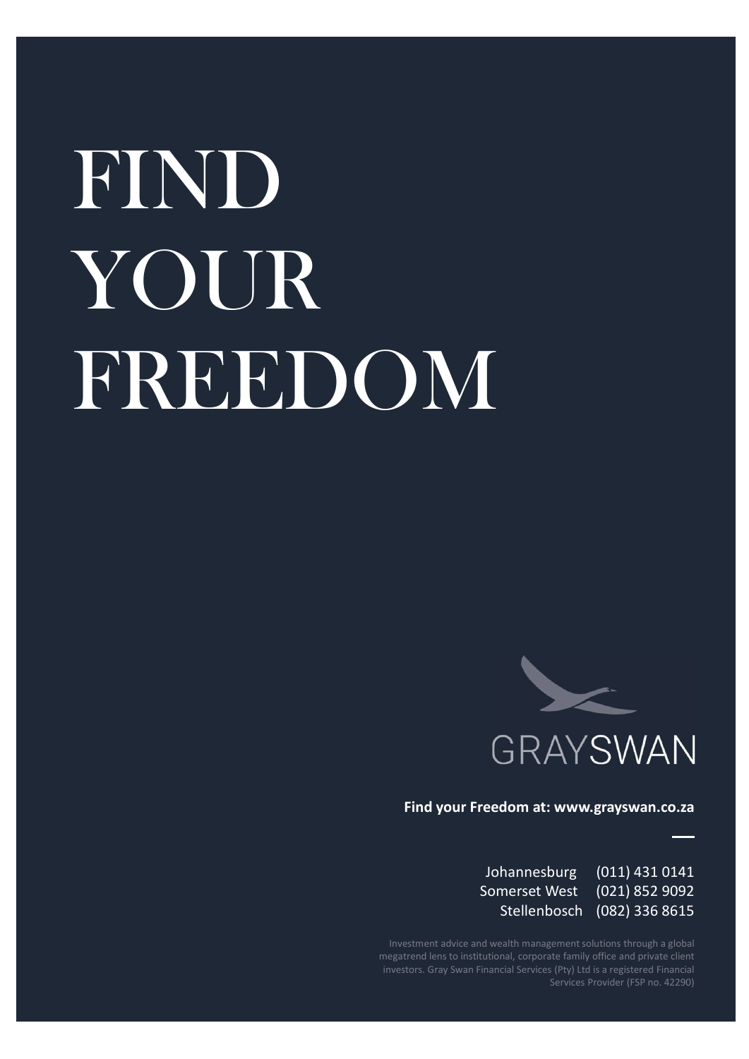# FIND YOUR FREEDOM

GRAYSWAN

**Find your Freedom at: www.grayswan.co.za**

| | |
|---|---|
| Johannesburg | (011) 431 0141 |
| Somerset West | (021) 852 9092 |
| Stellenbosch | (082) 336 8615 |

Investment advice and wealth management solutions through a global megatrend lens to institutional, corporate family office and private client investors. Gray Swan Financial Services (Pty) Ltd is a registered Financial Services Provider (FSP no. 42290)